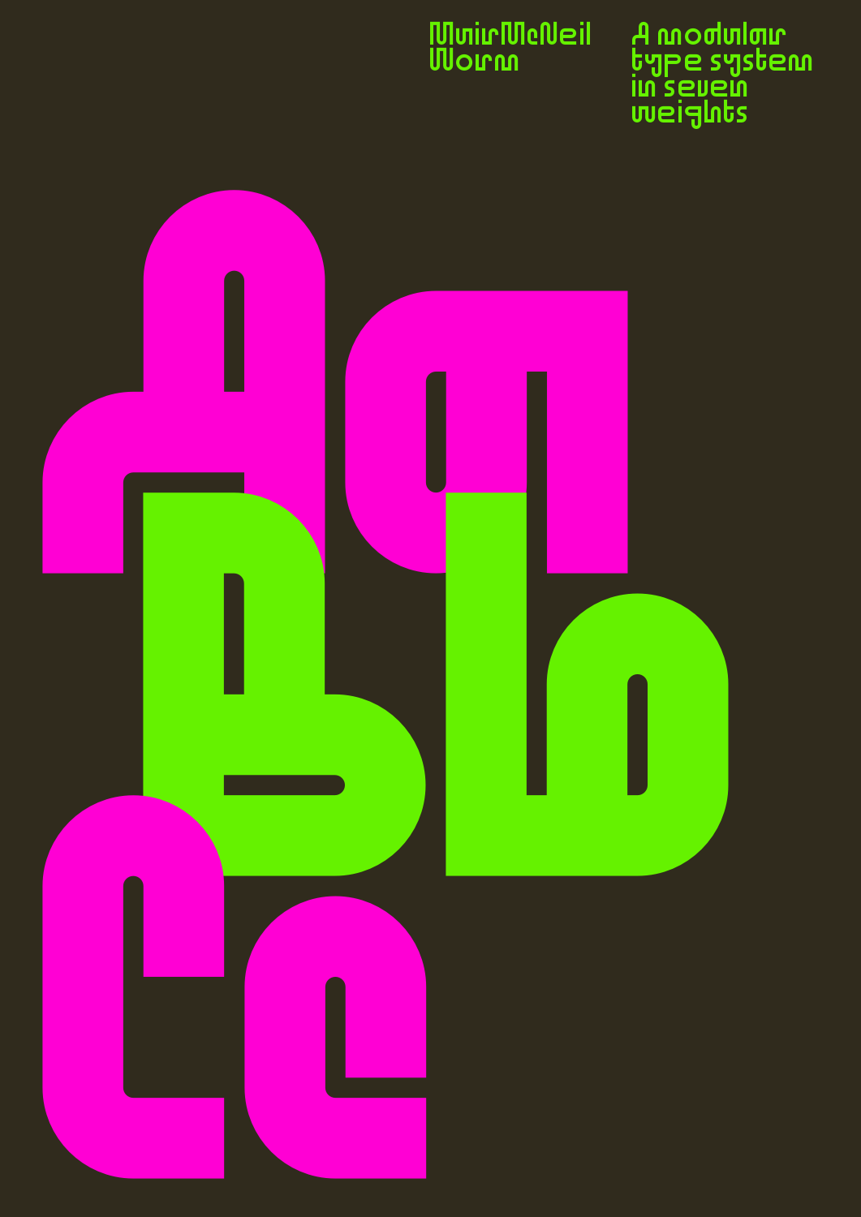MuirMcNeil Worm

A modular type system in seven weights

Aa Bb Cc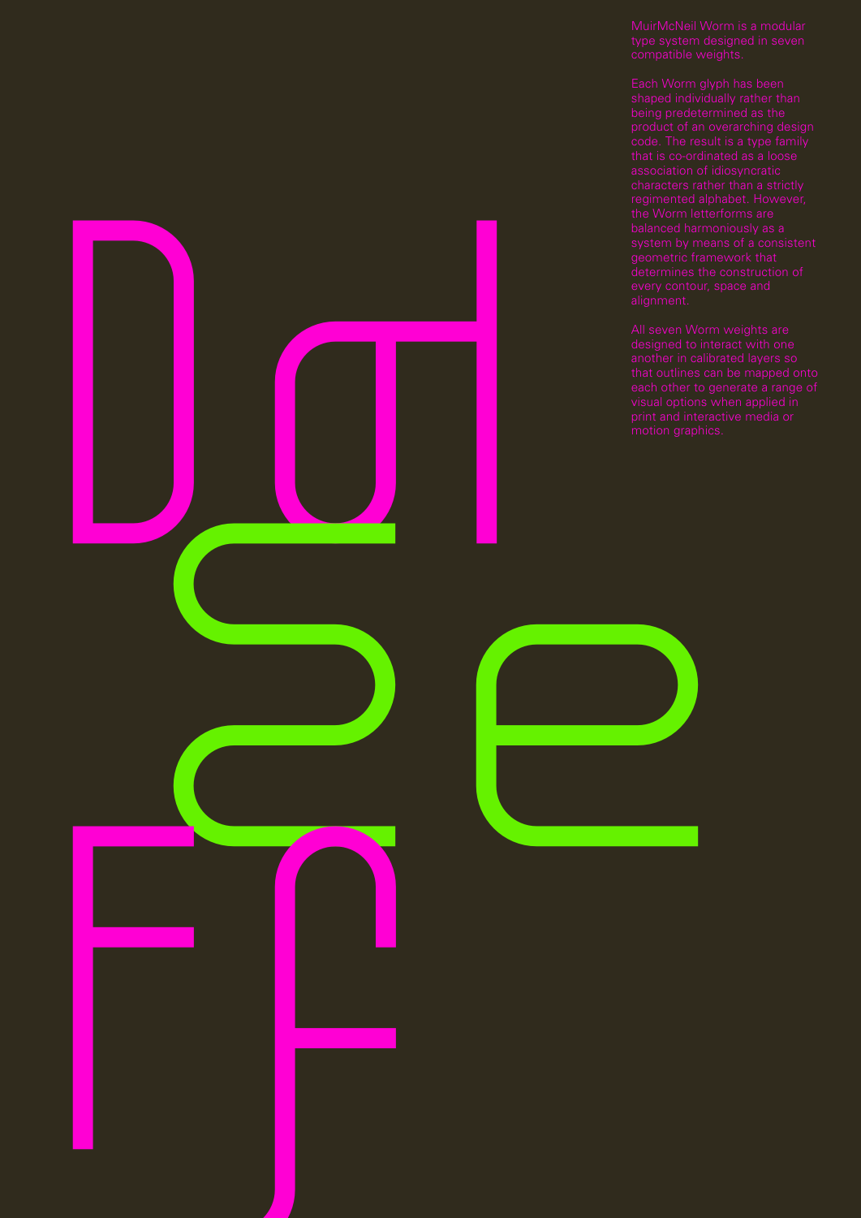MuirMcNeil Worm is a modular type system designed in seven compatible weights.

Each Worm glyph has been shaped individually rather than being predetermined as the product of an overarching design code. The result is a type family that is co-ordinated as a loose association of idiosyncratic characters rather than a strictly regimented alphabet. However, the Worm letterforms are balanced harmoniously as a system by means of a consistent geometric framework that determines the construction of every contour, space and alignment.

All seven Worm weights are designed to interact with one another in calibrated layers so that outlines can be mapped onto each other to generate a range of visual options when applied in print and interactive media or motion graphics.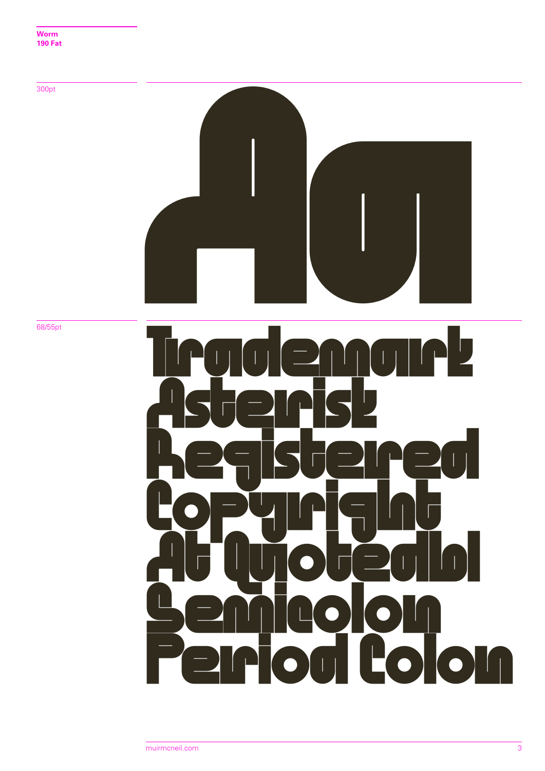**Worm**
**190 Fat**

300pt

Aa

68/55pt

Trademark
Asterisk
Registered
Copyright
At Quotedbl
Semicolon
Period Colon

muirmcneil.com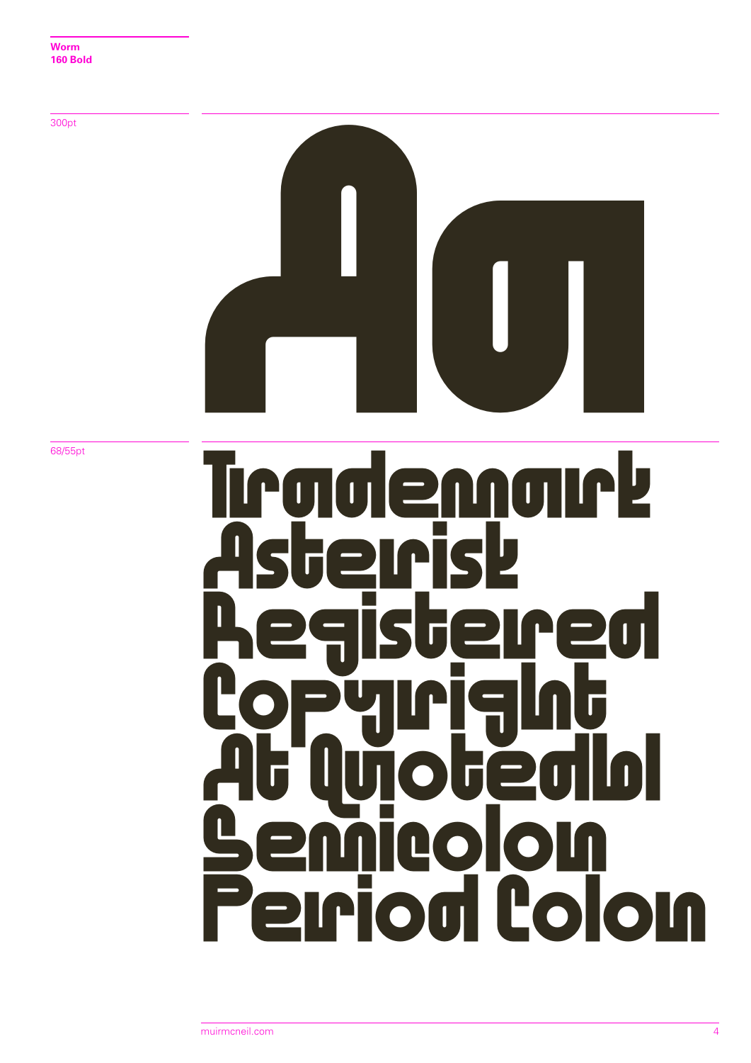**Worm**
**160 Bold**

300pt

Aa

68/55pt

Trademark
Asterisk
Registered
Copyright
At Quotedbl
Semicolon
Period Colon

muirmcneil.com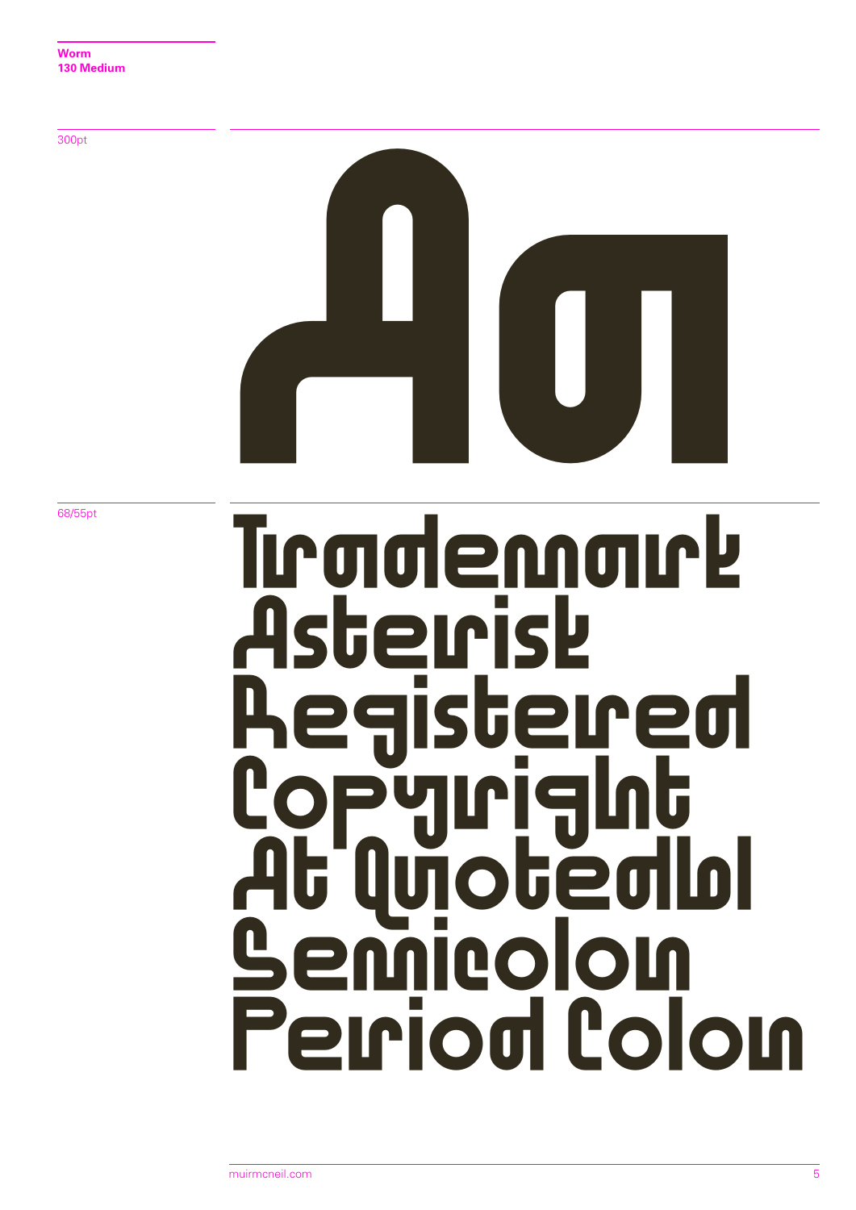**Worm**
**130 Medium**

300pt

Aa

68/55pt

Trademark
Asterisk
Registered
Copyright
At Quotedbl
Semicolon
Period Colon

muirmcneil.com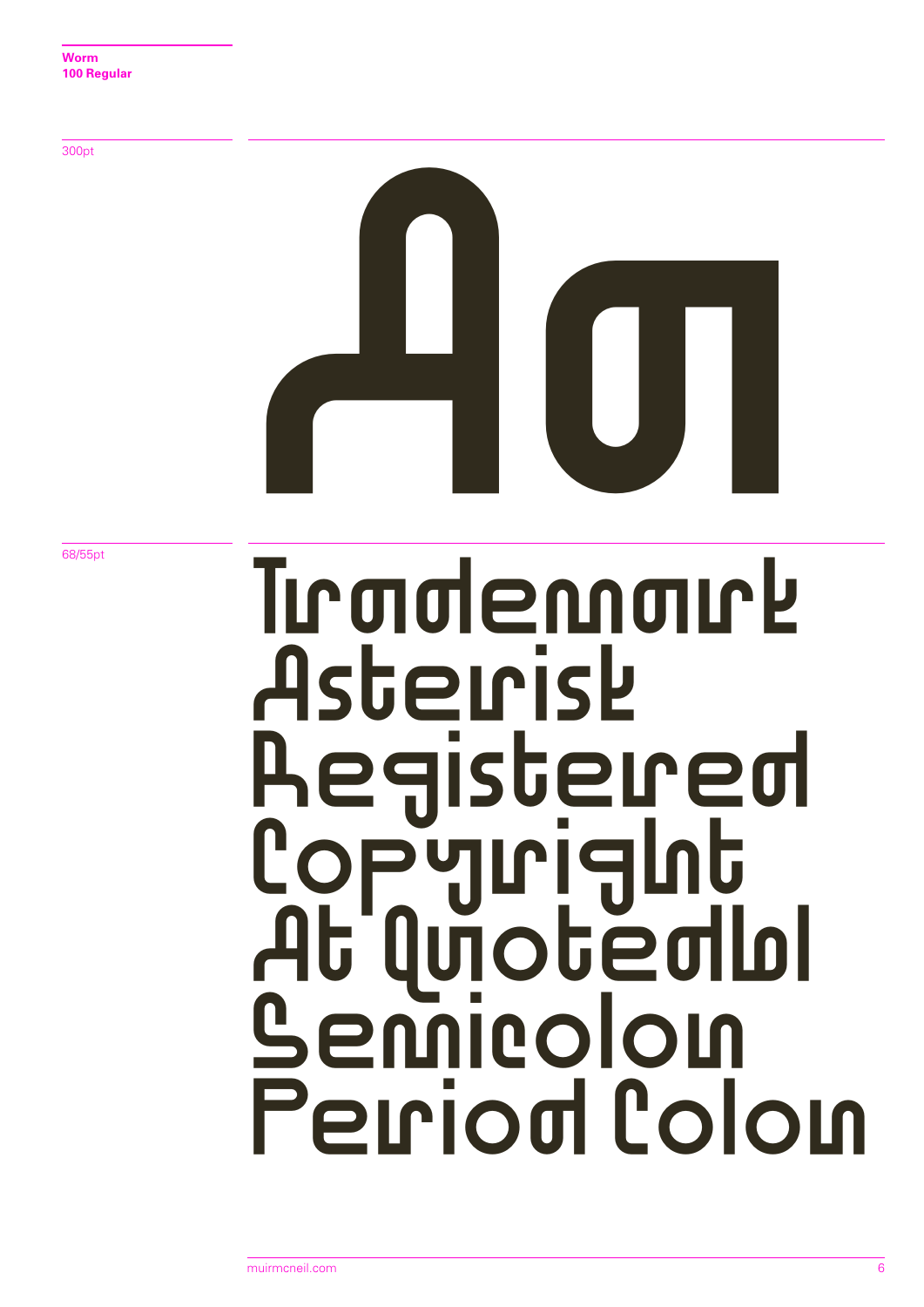**Worm**
**100 Regular**

300pt

Aa

68/55pt

Trademark
Asterisk
Registered
Copyright
At Quotedbl
Semicolon
Period Colon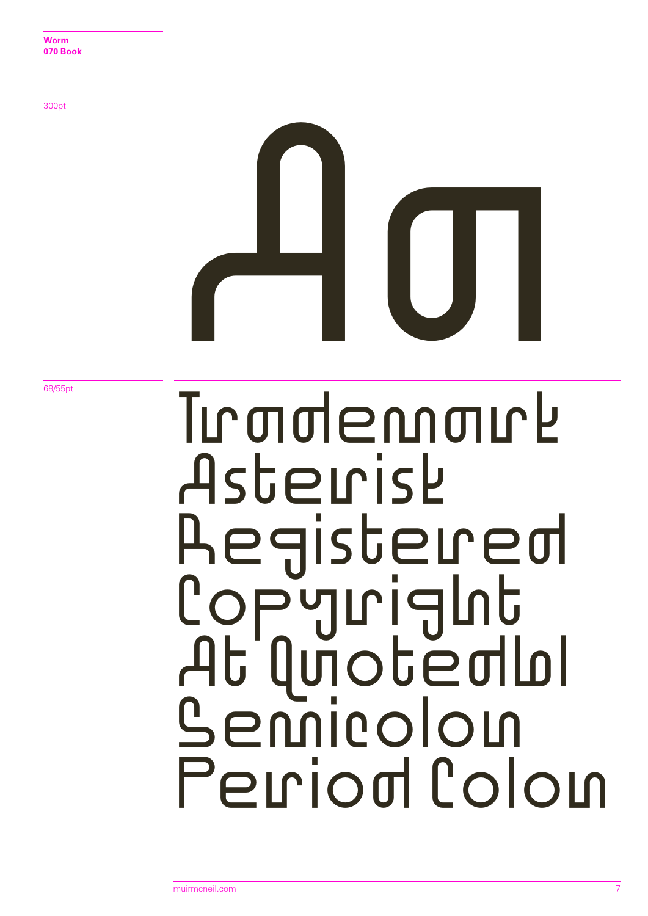**Worm**
**070 Book**

300pt

Aa

68/55pt

Trademark
Asterisk
Registered
Copyright
At Quotedbl
Semicolon
Period Colon

muirmcneil.com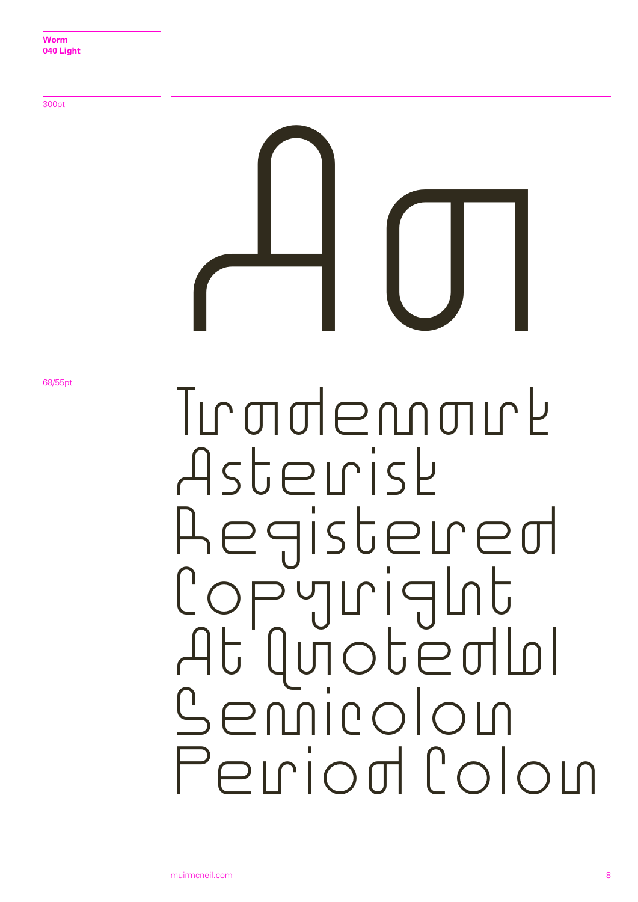**Worm**
**040 Light**

300pt

Aa

68/55pt

Trademark
Asterisk
Registered
Copyright
At Quotedbl
Semicolon
Period Colon

muirmcneil.com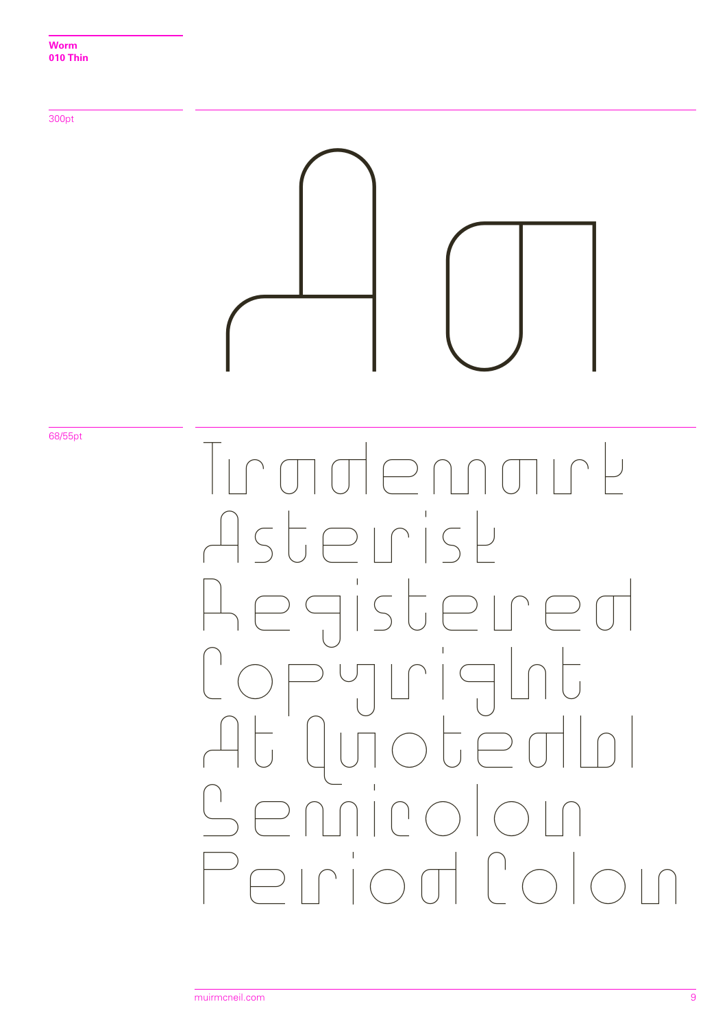**Worm**
**010 Thin**

300pt

Aa

68/55pt

Trademark
Asterisk
Registered
Copyright
At Quotedbl
Semicolon
Period Colon

muirmcneil.com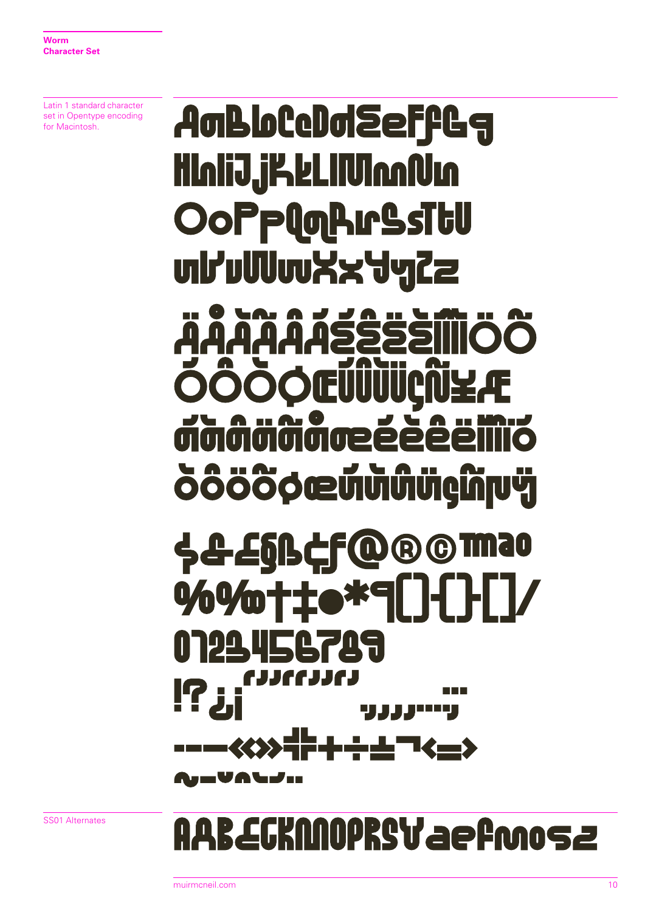**Worm**
**Character Set**

Latin 1 standard character set in Opentype encoding for Macintosh.

AaBbCcDdEeFfGg
HhIiJjKkLlMmNn
OoPpQqRrSsTtU
uVvWwXxYyZz

ÄÅÁÃÂÁÉÊËÈÍÎÏÌÖÕ
ÓÔÒØŒÚÛÙÜÇÑ¥Æ
áàâäãåæéèêëíìîïó
òôöõøœúùûüçñµÿ

$&£§ß¢ƒ@®©™ªº
%‰†‡•*¶()-{}-[]/
0123456789
!?¿¡''""‚„…'

--—‹«»›÷+±¬<=>
~¯˘˙¸˛˝..

SS01 Alternates

AABEGKMNOPRSY aefmosz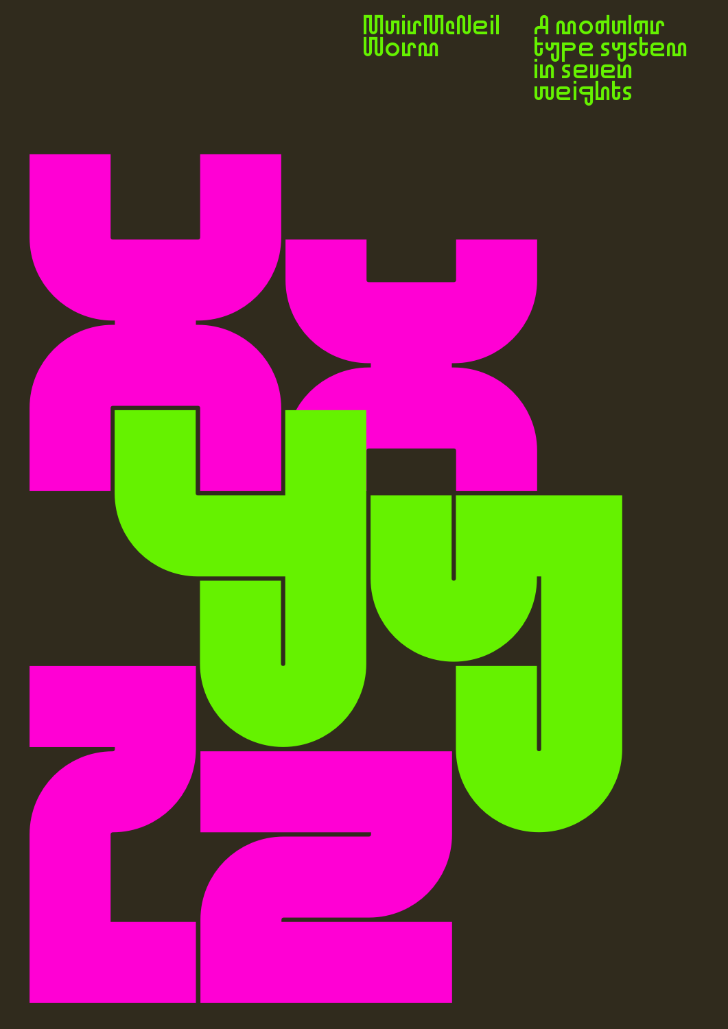MuirMcNeil
Worm

A modular
type system
in seven
weights

Xx
Yy
Zz